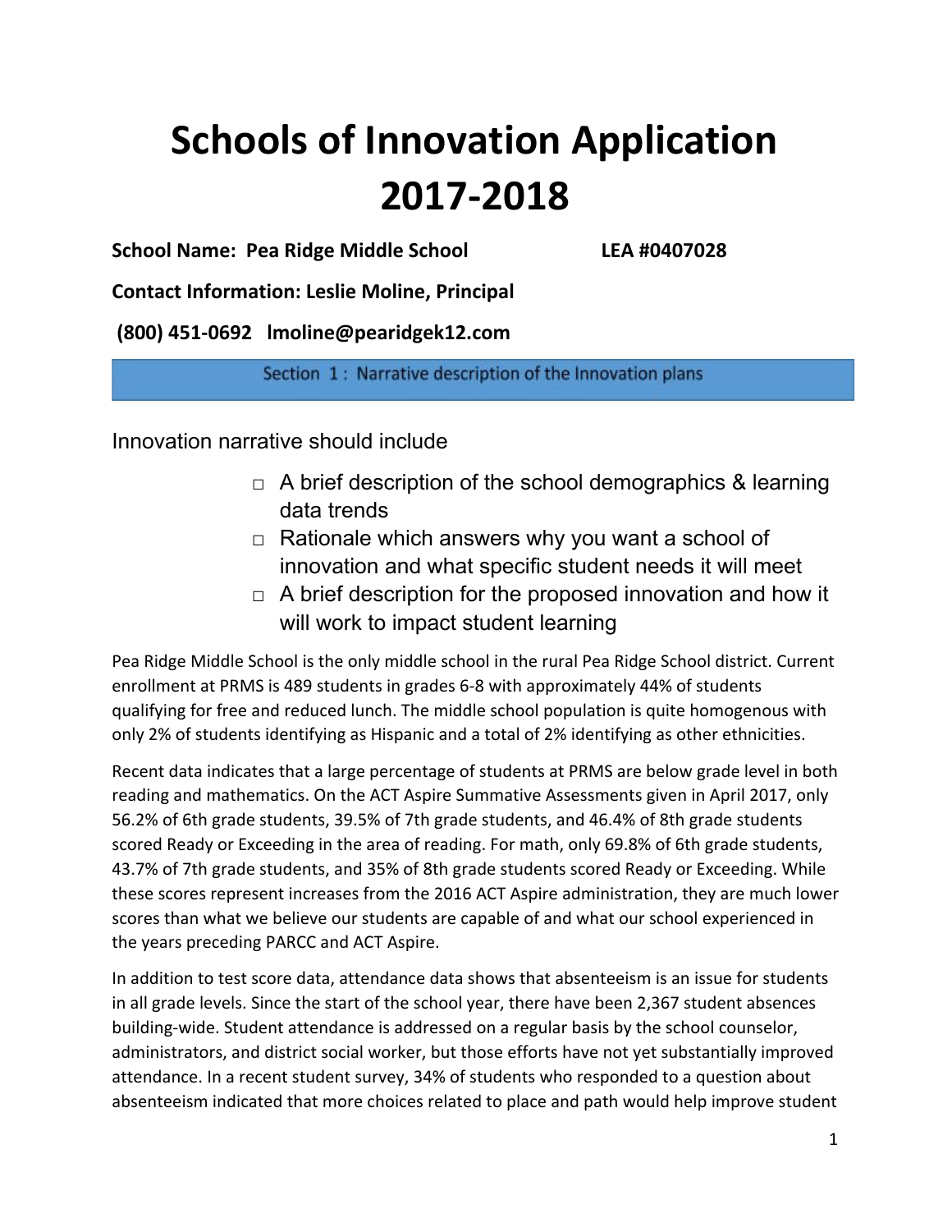# Schools of Innovation Application 2017-2018

**School Name: Pea Ridge Middle School** **LEA #0407028**

**Contact Information: Leslie Moline, Principal**

**(800) 451-0692 lmoline@pearidgek12.com**

## Section 1 : Narrative description of the Innovation plans

Innovation narrative should include

- □ A brief description of the school demographics & learning data trends
- □ Rationale which answers why you want a school of innovation and what specific student needs it will meet
- □ A brief description for the proposed innovation and how it will work to impact student learning

Pea Ridge Middle School is the only middle school in the rural Pea Ridge School district. Current enrollment at PRMS is 489 students in grades 6-8 with approximately 44% of students qualifying for free and reduced lunch. The middle school population is quite homogenous with only 2% of students identifying as Hispanic and a total of 2% identifying as other ethnicities.

Recent data indicates that a large percentage of students at PRMS are below grade level in both reading and mathematics. On the ACT Aspire Summative Assessments given in April 2017, only 56.2% of 6th grade students, 39.5% of 7th grade students, and 46.4% of 8th grade students scored Ready or Exceeding in the area of reading. For math, only 69.8% of 6th grade students, 43.7% of 7th grade students, and 35% of 8th grade students scored Ready or Exceeding. While these scores represent increases from the 2016 ACT Aspire administration, they are much lower scores than what we believe our students are capable of and what our school experienced in the years preceding PARCC and ACT Aspire.

In addition to test score data, attendance data shows that absenteeism is an issue for students in all grade levels. Since the start of the school year, there have been 2,367 student absences building-wide. Student attendance is addressed on a regular basis by the school counselor, administrators, and district social worker, but those efforts have not yet substantially improved attendance. In a recent student survey, 34% of students who responded to a question about absenteeism indicated that more choices related to place and path would help improve student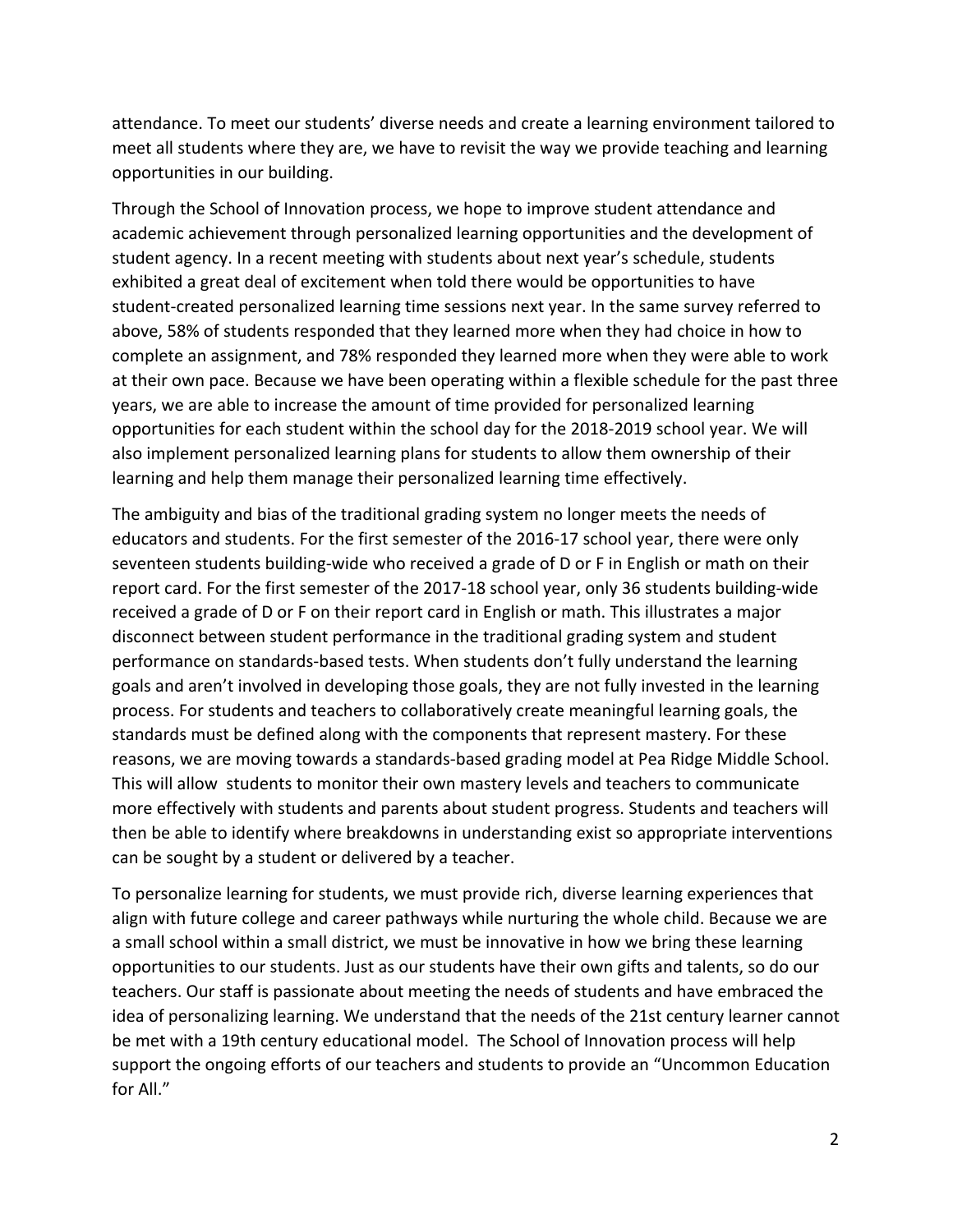attendance. To meet our students' diverse needs and create a learning environment tailored to meet all students where they are, we have to revisit the way we provide teaching and learning opportunities in our building.

Through the School of Innovation process, we hope to improve student attendance and academic achievement through personalized learning opportunities and the development of student agency. In a recent meeting with students about next year's schedule, students exhibited a great deal of excitement when told there would be opportunities to have student-created personalized learning time sessions next year. In the same survey referred to above, 58% of students responded that they learned more when they had choice in how to complete an assignment, and 78% responded they learned more when they were able to work at their own pace. Because we have been operating within a flexible schedule for the past three years, we are able to increase the amount of time provided for personalized learning opportunities for each student within the school day for the 2018-2019 school year. We will also implement personalized learning plans for students to allow them ownership of their learning and help them manage their personalized learning time effectively.

The ambiguity and bias of the traditional grading system no longer meets the needs of educators and students. For the first semester of the 2016-17 school year, there were only seventeen students building-wide who received a grade of D or F in English or math on their report card. For the first semester of the 2017-18 school year, only 36 students building-wide received a grade of D or F on their report card in English or math. This illustrates a major disconnect between student performance in the traditional grading system and student performance on standards-based tests. When students don't fully understand the learning goals and aren't involved in developing those goals, they are not fully invested in the learning process. For students and teachers to collaboratively create meaningful learning goals, the standards must be defined along with the components that represent mastery. For these reasons, we are moving towards a standards-based grading model at Pea Ridge Middle School. This will allow students to monitor their own mastery levels and teachers to communicate more effectively with students and parents about student progress. Students and teachers will then be able to identify where breakdowns in understanding exist so appropriate interventions can be sought by a student or delivered by a teacher.

To personalize learning for students, we must provide rich, diverse learning experiences that align with future college and career pathways while nurturing the whole child. Because we are a small school within a small district, we must be innovative in how we bring these learning opportunities to our students. Just as our students have their own gifts and talents, so do our teachers. Our staff is passionate about meeting the needs of students and have embraced the idea of personalizing learning. We understand that the needs of the 21st century learner cannot be met with a 19th century educational model. The School of Innovation process will help support the ongoing efforts of our teachers and students to provide an "Uncommon Education for All."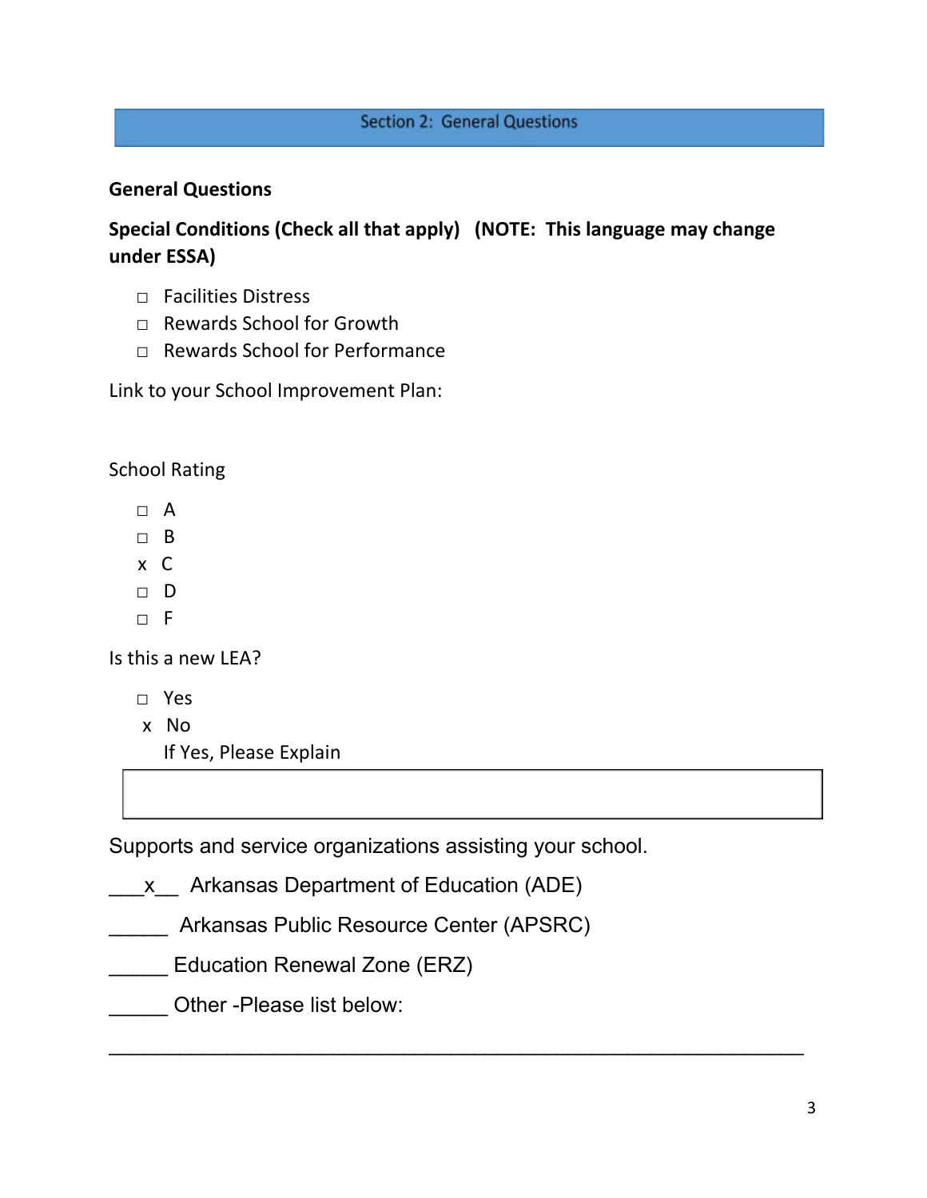## Section 2: General Questions

**General Questions**

**Special Conditions (Check all that apply) (NOTE: This language may change under ESSA)**

- ☐ Facilities Distress
- ☐ Rewards School for Growth
- ☐ Rewards School for Performance

Link to your School Improvement Plan:

School Rating

- ☐ A
- ☐ B
- x C
- ☐ D
- ☐ F

Is this a new LEA?

- ☐ Yes
- x No

If Yes, Please Explain

Supports and service organizations assisting your school.

___x__ Arkansas Department of Education (ADE)

______ Arkansas Public Resource Center (APSRC)

______ Education Renewal Zone (ERZ)

______ Other -Please list below:

______________________________________________________________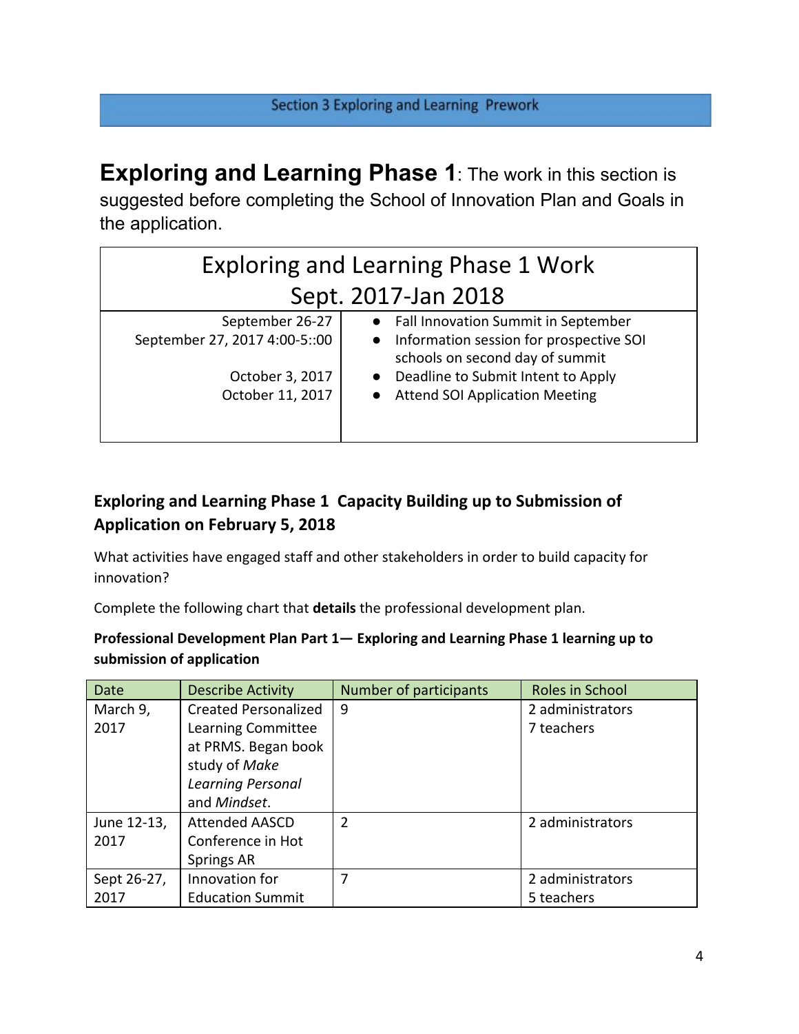Section 3 Exploring and Learning Prework

**Exploring and Learning Phase 1**: The work in this section is suggested before completing the School of Innovation Plan and Goals in the application.

| Exploring and Learning Phase 1 Work Sept. 2017-Jan 2018 | |
|---|---|
| September 26-27<br>September 27, 2017 4:00-5::00<br><br>October 3, 2017<br>October 11, 2017 | • Fall Innovation Summit in September<br>• Information session for prospective SOI schools on second day of summit<br>• Deadline to Submit Intent to Apply<br>• Attend SOI Application Meeting |

### Exploring and Learning Phase 1 Capacity Building up to Submission of Application on February 5, 2018

What activities have engaged staff and other stakeholders in order to build capacity for innovation?

Complete the following chart that **details** the professional development plan.

**Professional Development Plan Part 1— Exploring and Learning Phase 1 learning up to submission of application**

| Date | Describe Activity | Number of participants | Roles in School |
|---|---|---|---|
| March 9, 2017 | Created Personalized Learning Committee at PRMS. Began book study of *Make Learning Personal* and *Mindset*. | 9 | 2 administrators<br>7 teachers |
| June 12-13, 2017 | Attended AASCD Conference in Hot Springs AR | 2 | 2 administrators |
| Sept 26-27, 2017 | Innovation for Education Summit | 7 | 2 administrators<br>5 teachers |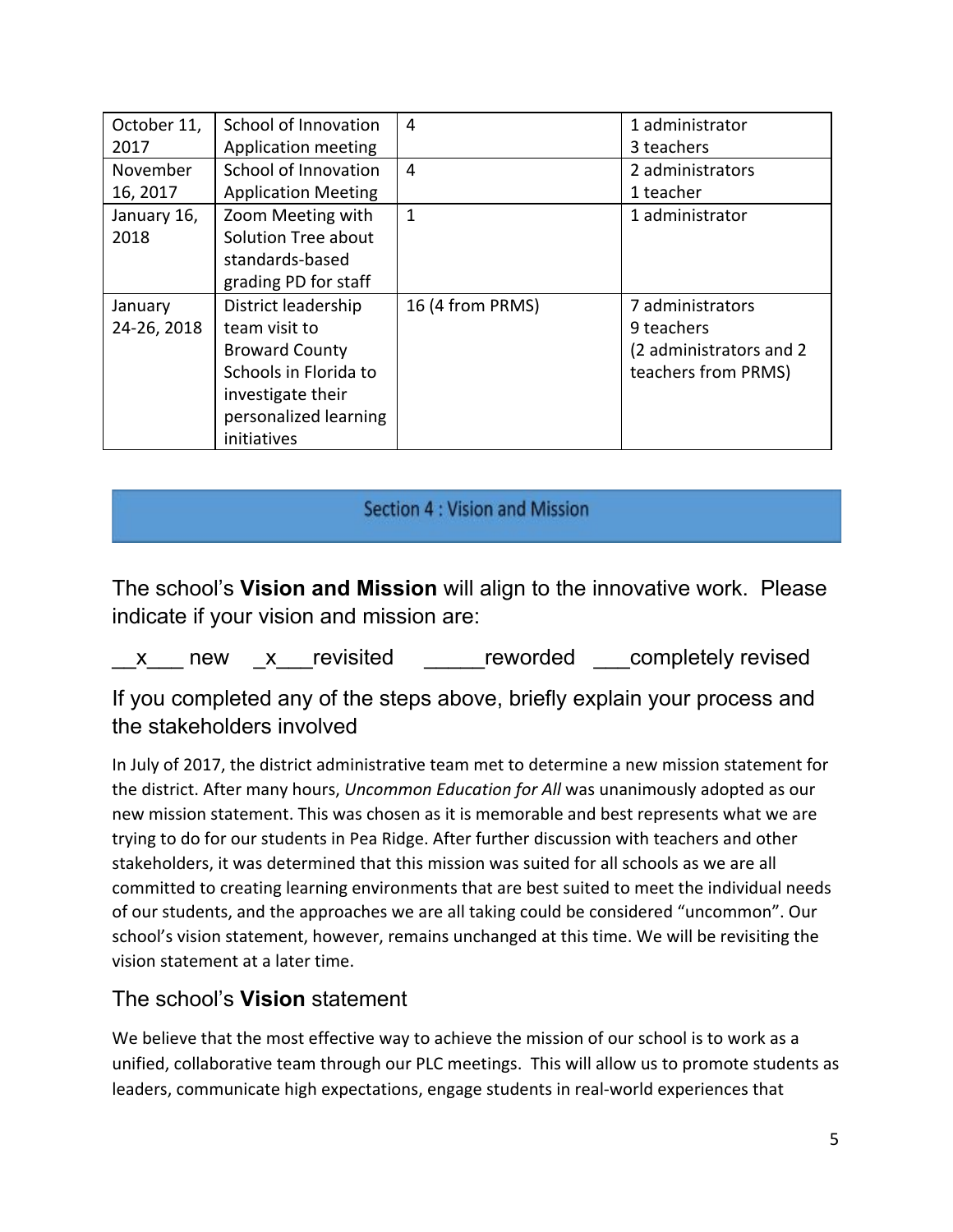| October 11, 2017 | School of Innovation Application meeting | 4 | 1 administrator<br>3 teachers |
|---|---|---|---|
| November 16, 2017 | School of Innovation Application Meeting | 4 | 2 administrators<br>1 teacher |
| January 16, 2018 | Zoom Meeting with Solution Tree about standards-based grading PD for staff | 1 | 1 administrator |
| January 24-26, 2018 | District leadership team visit to Broward County Schools in Florida to investigate their personalized learning initiatives | 16 (4 from PRMS) | 7 administrators<br>9 teachers<br>(2 administrators and 2 teachers from PRMS) |

## Section 4 : Vision and Mission

The school's **Vision and Mission** will align to the innovative work. Please indicate if your vision and mission are:

__x___ new _x___revisited _____reworded ___completely revised

If you completed any of the steps above, briefly explain your process and the stakeholders involved

In July of 2017, the district administrative team met to determine a new mission statement for the district. After many hours, *Uncommon Education for All* was unanimously adopted as our new mission statement. This was chosen as it is memorable and best represents what we are trying to do for our students in Pea Ridge. After further discussion with teachers and other stakeholders, it was determined that this mission was suited for all schools as we are all committed to creating learning environments that are best suited to meet the individual needs of our students, and the approaches we are all taking could be considered "uncommon". Our school's vision statement, however, remains unchanged at this time. We will be revisiting the vision statement at a later time.

### The school's **Vision** statement

We believe that the most effective way to achieve the mission of our school is to work as a unified, collaborative team through our PLC meetings. This will allow us to promote students as leaders, communicate high expectations, engage students in real-world experiences that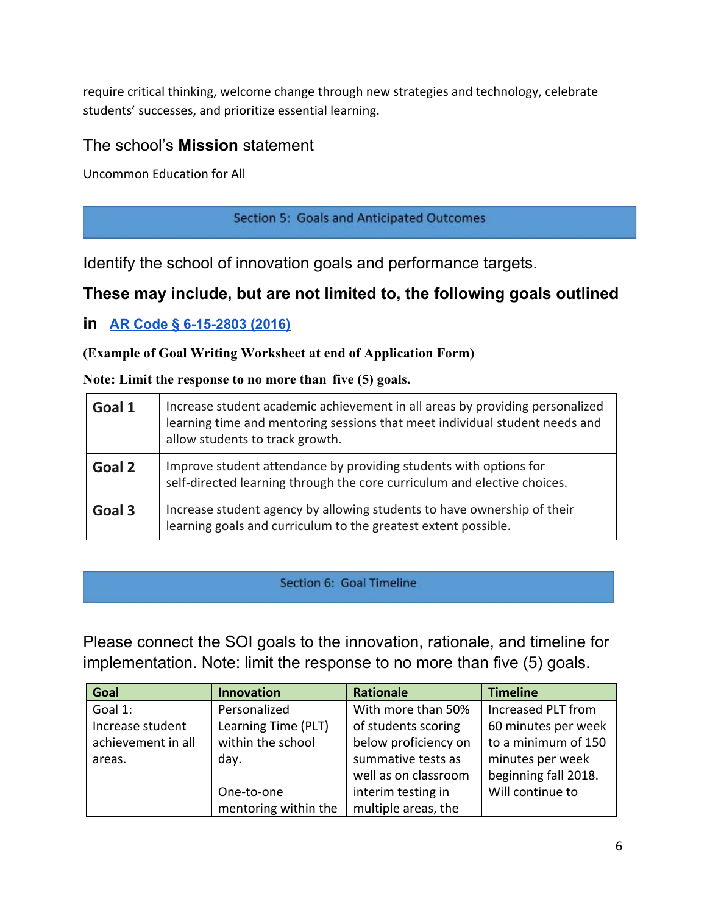require critical thinking, welcome change through new strategies and technology, celebrate students' successes, and prioritize essential learning.

### The school's **Mission** statement

Uncommon Education for All

## Section 5: Goals and Anticipated Outcomes

Identify the school of innovation goals and performance targets.

**These may include, but are not limited to, the following goals outlined in [AR Code § 6-15-2803 (2016)]**

**(Example of Goal Writing Worksheet at end of Application Form)**

**Note: Limit the response to no more than five (5) goals.**

| | |
|---|---|
| **Goal 1** | Increase student academic achievement in all areas by providing personalized learning time and mentoring sessions that meet individual student needs and allow students to track growth. |
| **Goal 2** | Improve student attendance by providing students with options for self-directed learning through the core curriculum and elective choices. |
| **Goal 3** | Increase student agency by allowing students to have ownership of their learning goals and curriculum to the greatest extent possible. |

## Section 6: Goal Timeline

Please connect the SOI goals to the innovation, rationale, and timeline for implementation. Note: limit the response to no more than five (5) goals.

| Goal | Innovation | Rationale | Timeline |
|---|---|---|---|
| Goal 1: Increase student achievement in all areas. | Personalized Learning Time (PLT) within the school day.<br><br>One-to-one mentoring within the | With more than 50% of students scoring below proficiency on summative tests as well as on classroom interim testing in multiple areas, the | Increased PLT from 60 minutes per week to a minimum of 150 minutes per week beginning fall 2018. Will continue to |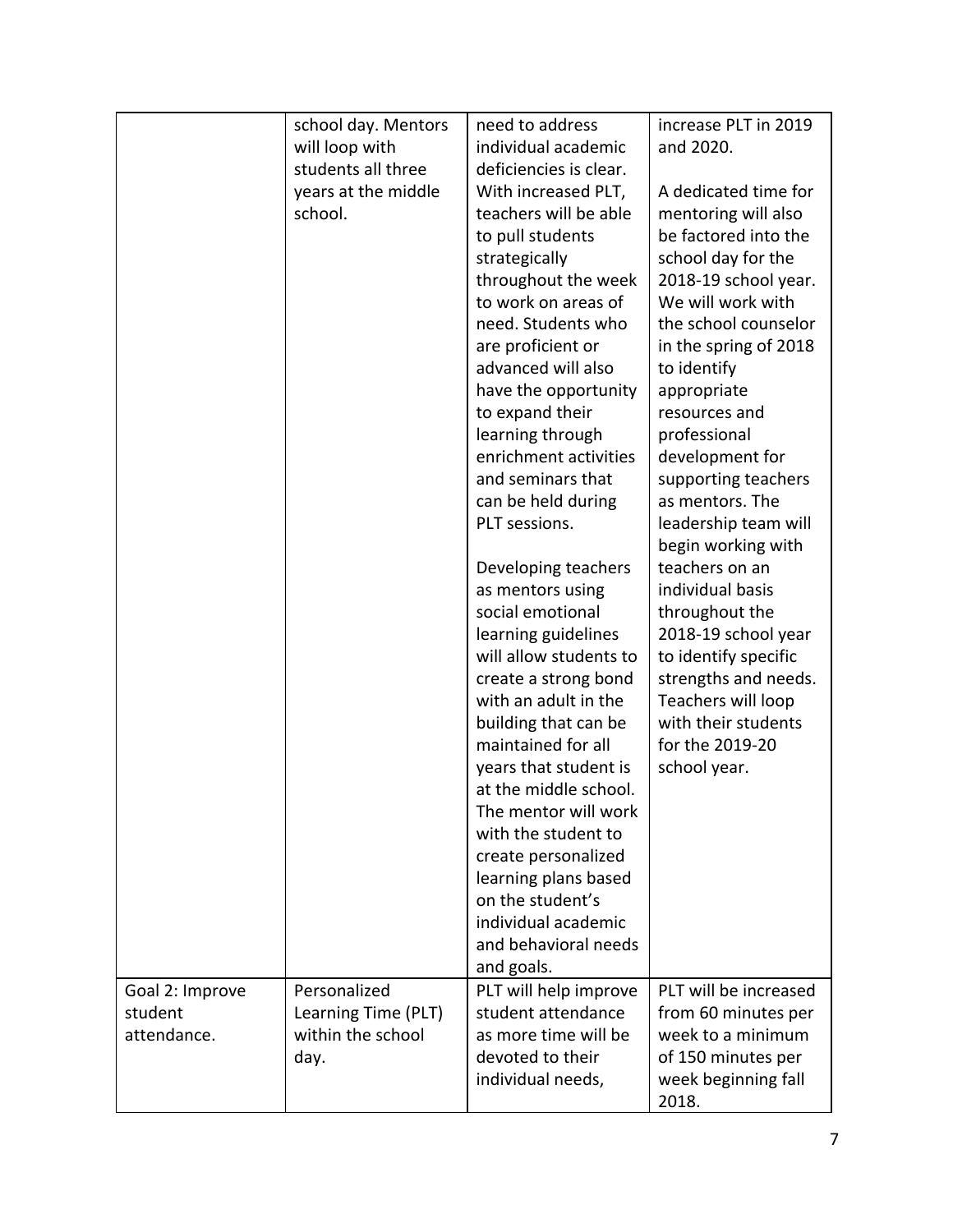| | | | |
|---|---|---|---|
| | school day. Mentors will loop with students all three years at the middle school. | need to address individual academic deficiencies is clear. With increased PLT, teachers will be able to pull students strategically throughout the week to work on areas of need. Students who are proficient or advanced will also have the opportunity to expand their learning through enrichment activities and seminars that can be held during PLT sessions.<br><br>Developing teachers as mentors using social emotional learning guidelines will allow students to create a strong bond with an adult in the building that can be maintained for all years that student is at the middle school. The mentor will work with the student to create personalized learning plans based on the student's individual academic and behavioral needs and goals. | increase PLT in 2019 and 2020.<br><br>A dedicated time for mentoring will also be factored into the school day for the 2018-19 school year. We will work with the school counselor in the spring of 2018 to identify appropriate resources and professional development for supporting teachers as mentors. The leadership team will begin working with teachers on an individual basis throughout the 2018-19 school year to identify specific strengths and needs. Teachers will loop with their students for the 2019-20 school year. |
| Goal 2: Improve student attendance. | Personalized Learning Time (PLT) within the school day. | PLT will help improve student attendance as more time will be devoted to their individual needs, | PLT will be increased from 60 minutes per week to a minimum of 150 minutes per week beginning fall 2018. |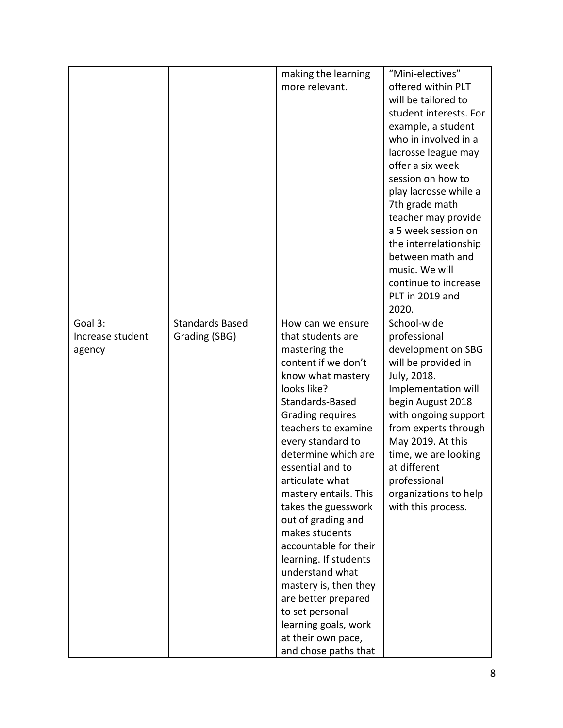| | | | |
|---|---|---|---|
| | | making the learning more relevant. | "Mini-electives" offered within PLT will be tailored to student interests. For example, a student who in involved in a lacrosse league may offer a six week session on how to play lacrosse while a 7th grade math teacher may provide a 5 week session on the interrelationship between math and music. We will continue to increase PLT in 2019 and 2020. |
| Goal 3: Increase student agency | Standards Based Grading (SBG) | How can we ensure that students are mastering the content if we don't know what mastery looks like? Standards-Based Grading requires teachers to examine every standard to determine which are essential and to articulate what mastery entails. This takes the guesswork out of grading and makes students accountable for their learning. If students understand what mastery is, then they are better prepared to set personal learning goals, work at their own pace, and chose paths that | School-wide professional development on SBG will be provided in July, 2018. Implementation will begin August 2018 with ongoing support from experts through May 2019. At this time, we are looking at different professional organizations to help with this process. |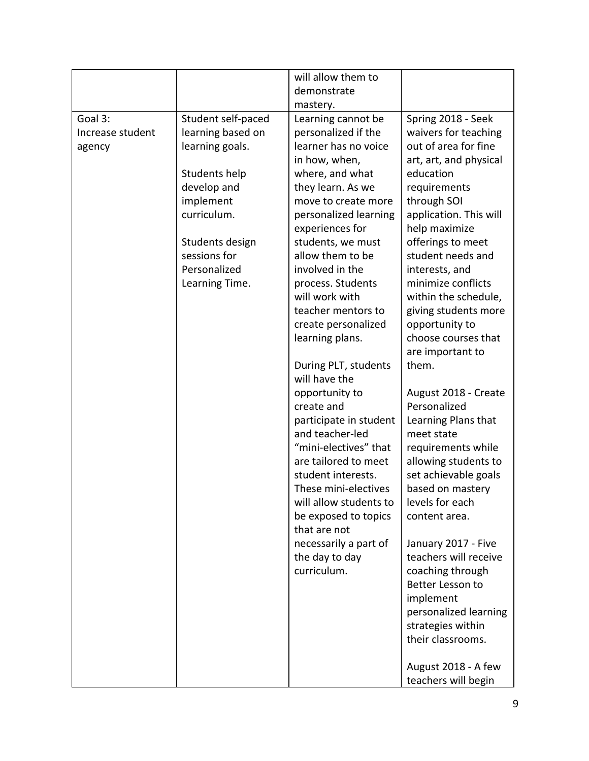| | | | |
|---|---|---|---|
| | | will allow them to demonstrate mastery. | |
| Goal 3: Increase student agency | Student self-paced learning based on learning goals.<br><br>Students help develop and implement curriculum.<br><br>Students design sessions for Personalized Learning Time. | Learning cannot be personalized if the learner has no voice in how, when, where, and what they learn. As we move to create more personalized learning experiences for students, we must allow them to be involved in the process. Students will work with teacher mentors to create personalized learning plans.<br><br>During PLT, students will have the opportunity to create and participate in student and teacher-led "mini-electives" that are tailored to meet student interests. These mini-electives will allow students to be exposed to topics that are not necessarily a part of the day to day curriculum. | Spring 2018 - Seek waivers for teaching out of area for fine art, art, and physical education requirements through SOI application. This will help maximize offerings to meet student needs and interests, and minimize conflicts within the schedule, giving students more opportunity to choose courses that are important to them.<br><br>August 2018 - Create Personalized Learning Plans that meet state requirements while allowing students to set achievable goals based on mastery levels for each content area.<br><br>January 2017 - Five teachers will receive coaching through Better Lesson to implement personalized learning strategies within their classrooms.<br><br>August 2018 - A few teachers will begin |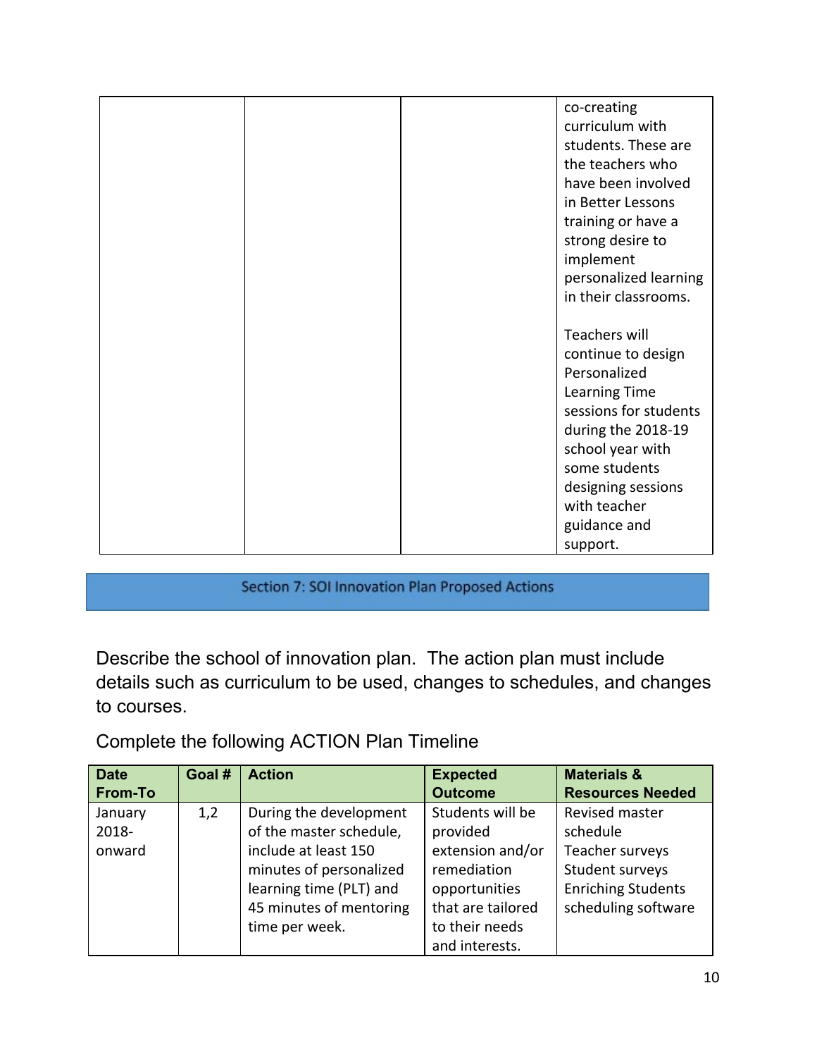| | | | |
|---|---|---|---|
| | | | co-creating curriculum with students. These are the teachers who have been involved in Better Lessons training or have a strong desire to implement personalized learning in their classrooms.<br><br>Teachers will continue to design Personalized Learning Time sessions for students during the 2018-19 school year with some students designing sessions with teacher guidance and support. |

## Section 7: SOI Innovation Plan Proposed Actions

Describe the school of innovation plan. The action plan must include details such as curriculum to be used, changes to schedules, and changes to courses.

Complete the following ACTION Plan Timeline

| Date From-To | Goal # | Action | Expected Outcome | Materials & Resources Needed |
|---|---|---|---|---|
| January 2018-onward | 1,2 | During the development of the master schedule, include at least 150 minutes of personalized learning time (PLT) and 45 minutes of mentoring time per week. | Students will be provided extension and/or remediation opportunities that are tailored to their needs and interests. | Revised master schedule<br>Teacher surveys<br>Student surveys<br>Enriching Students scheduling software |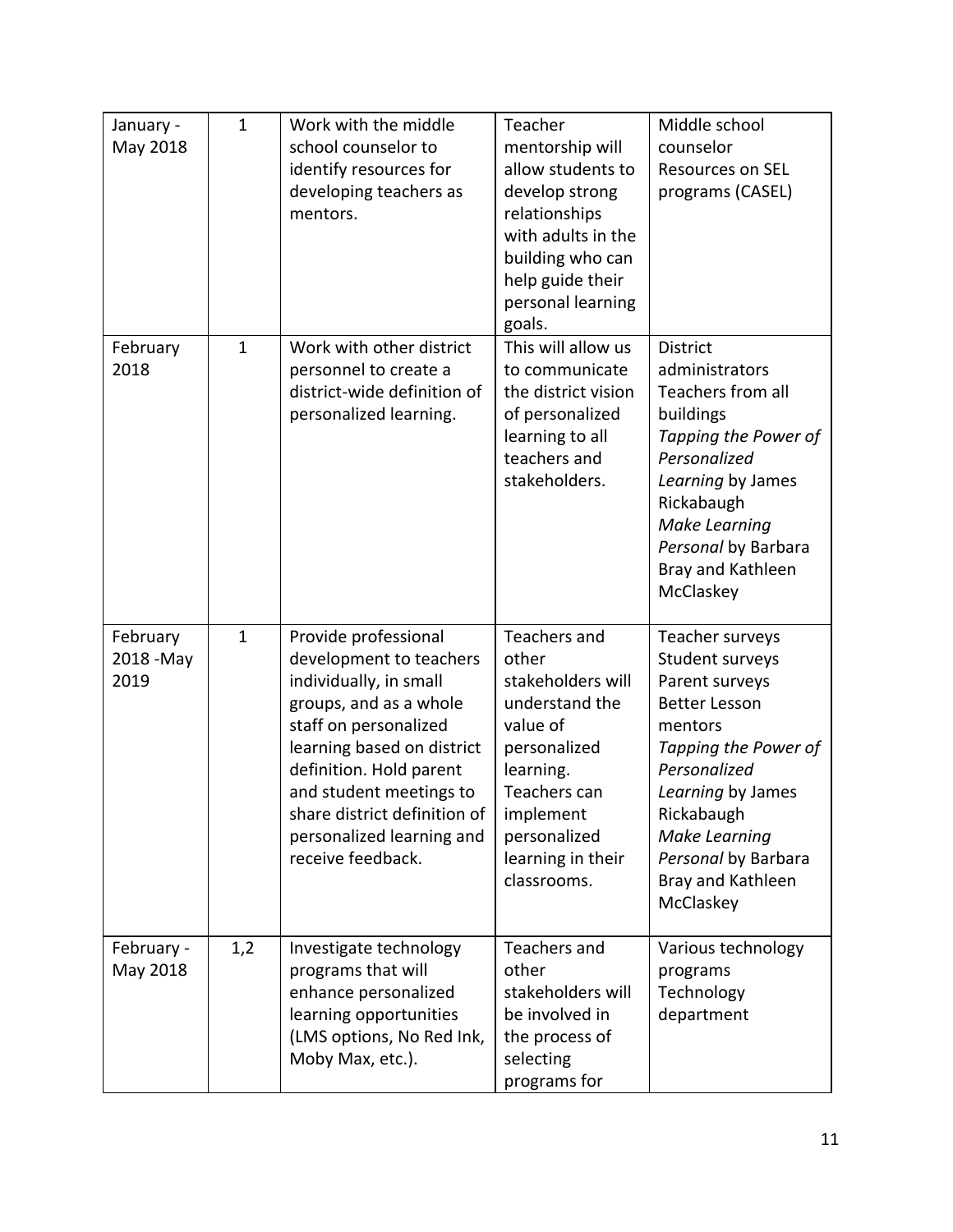| January - May 2018 | 1 | Work with the middle school counselor to identify resources for developing teachers as mentors. | Teacher mentorship will allow students to develop strong relationships with adults in the building who can help guide their personal learning goals. | Middle school counselor<br>Resources on SEL programs (CASEL) |
|---|---|---|---|---|
| February 2018 | 1 | Work with other district personnel to create a district-wide definition of personalized learning. | This will allow us to communicate the district vision of personalized learning to all teachers and stakeholders. | District administrators<br>Teachers from all buildings<br>*Tapping the Power of Personalized Learning* by James Rickabaugh<br>*Make Learning Personal* by Barbara Bray and Kathleen McClaskey |
| February 2018 -May 2019 | 1 | Provide professional development to teachers individually, in small groups, and as a whole staff on personalized learning based on district definition. Hold parent and student meetings to share district definition of personalized learning and receive feedback. | Teachers and other stakeholders will understand the value of personalized learning. Teachers can implement personalized learning in their classrooms. | Teacher surveys<br>Student surveys<br>Parent surveys<br>Better Lesson mentors<br>*Tapping the Power of Personalized Learning* by James Rickabaugh<br>*Make Learning Personal* by Barbara Bray and Kathleen McClaskey |
| February - May 2018 | 1,2 | Investigate technology programs that will enhance personalized learning opportunities (LMS options, No Red Ink, Moby Max, etc.). | Teachers and other stakeholders will be involved in the process of selecting programs for | Various technology programs<br>Technology department |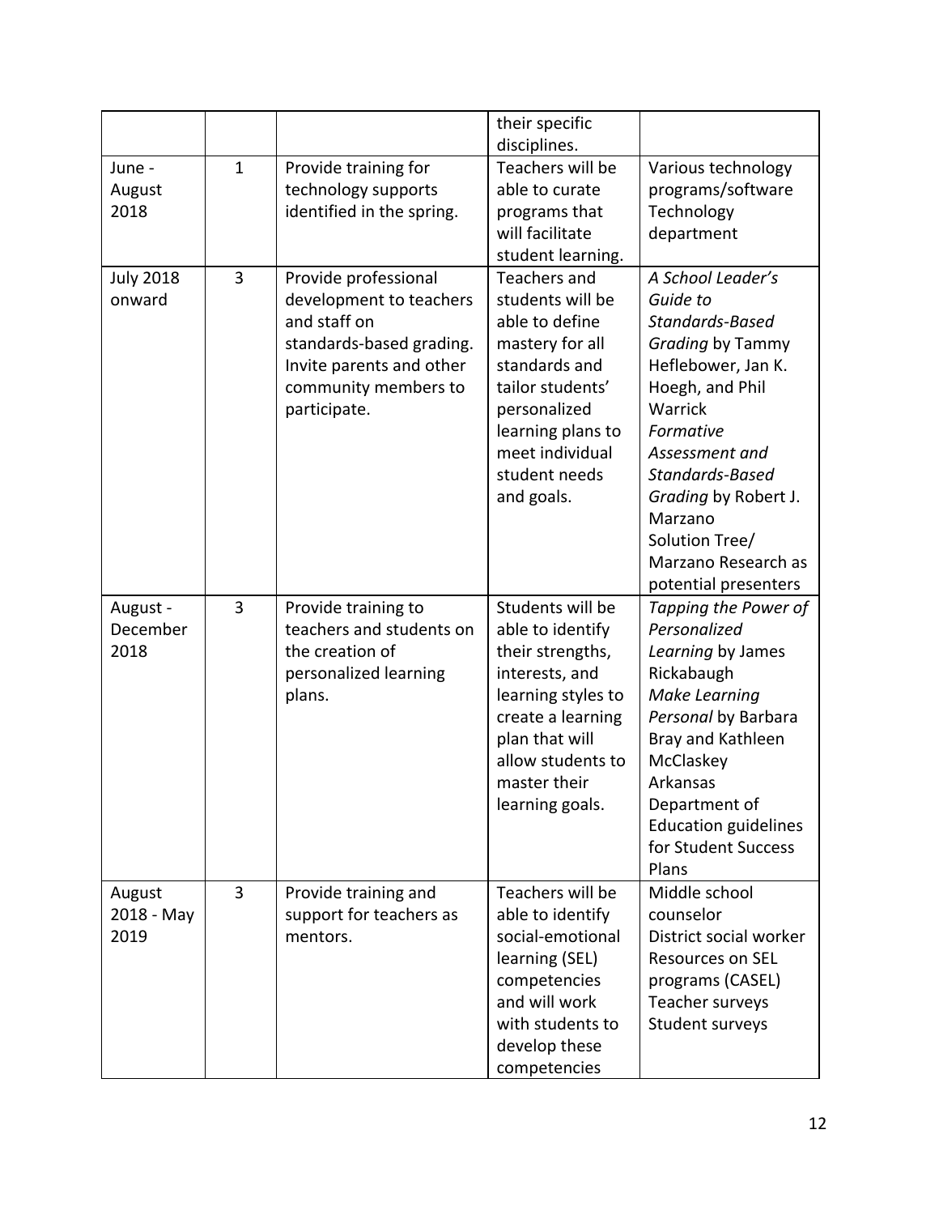| | | | their specific disciplines. | |
|---|---|---|---|---|
| June - August 2018 | 1 | Provide training for technology supports identified in the spring. | Teachers will be able to curate programs that will facilitate student learning. | Various technology programs/software<br>Technology department |
| July 2018 onward | 3 | Provide professional development to teachers and staff on standards-based grading. Invite parents and other community members to participate. | Teachers and students will be able to define mastery for all standards and tailor students' personalized learning plans to meet individual student needs and goals. | *A School Leader's Guide to Standards-Based Grading* by Tammy Heflebower, Jan K. Hoegh, and Phil Warrick<br>*Formative Assessment and Standards-Based Grading* by Robert J. Marzano<br>Solution Tree/ Marzano Research as potential presenters |
| August - December 2018 | 3 | Provide training to teachers and students on the creation of personalized learning plans. | Students will be able to identify their strengths, interests, and learning styles to create a learning plan that will allow students to master their learning goals. | *Tapping the Power of Personalized Learning* by James Rickabaugh<br>*Make Learning Personal* by Barbara Bray and Kathleen McClaskey<br>Arkansas Department of Education guidelines for Student Success Plans |
| August 2018 - May 2019 | 3 | Provide training and support for teachers as mentors. | Teachers will be able to identify social-emotional learning (SEL) competencies and will work with students to develop these competencies | Middle school counselor<br>District social worker<br>Resources on SEL programs (CASEL)<br>Teacher surveys<br>Student surveys |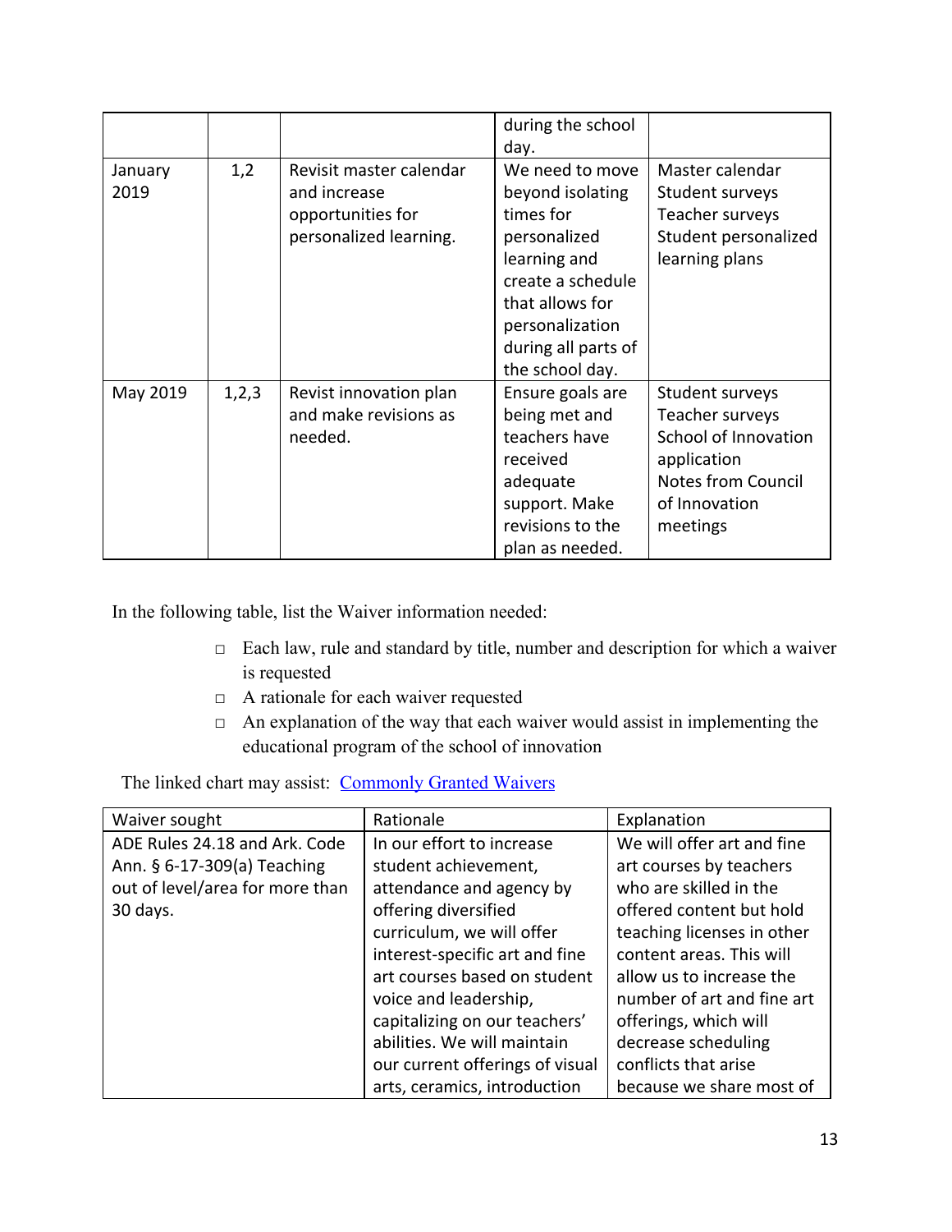| | | | during the school day. | |
|---|---|---|---|---|
| January 2019 | 1,2 | Revisit master calendar and increase opportunities for personalized learning. | We need to move beyond isolating times for personalized learning and create a schedule that allows for personalization during all parts of the school day. | Master calendar<br>Student surveys<br>Teacher surveys<br>Student personalized learning plans |
| May 2019 | 1,2,3 | Revist innovation plan and make revisions as needed. | Ensure goals are being met and teachers have received adequate support. Make revisions to the plan as needed. | Student surveys<br>Teacher surveys<br>School of Innovation application<br>Notes from Council of Innovation meetings |

In the following table, list the Waiver information needed:

- Each law, rule and standard by title, number and description for which a waiver is requested
- A rationale for each waiver requested
- An explanation of the way that each waiver would assist in implementing the educational program of the school of innovation

The linked chart may assist: Commonly Granted Waivers

| Waiver sought | Rationale | Explanation |
|---|---|---|
| ADE Rules 24.18 and Ark. Code Ann. § 6-17-309(a) Teaching out of level/area for more than 30 days. | In our effort to increase student achievement, attendance and agency by offering diversified curriculum, we will offer interest-specific art and fine art courses based on student voice and leadership, capitalizing on our teachers' abilities. We will maintain our current offerings of visual arts, ceramics, introduction | We will offer art and fine art courses by teachers who are skilled in the offered content but hold teaching licenses in other content areas. This will allow us to increase the number of art and fine art offerings, which will decrease scheduling conflicts that arise because we share most of |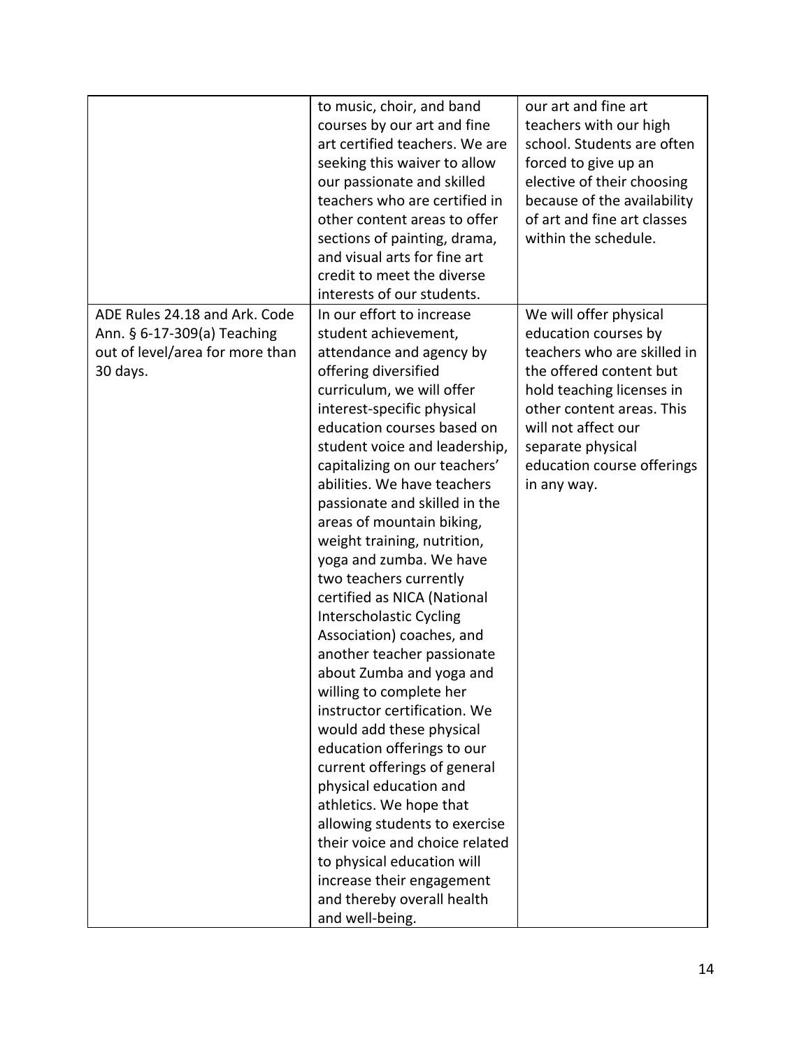| | | |
|---|---|---|
| | to music, choir, and band courses by our art and fine art certified teachers. We are seeking this waiver to allow our passionate and skilled teachers who are certified in other content areas to offer sections of painting, drama, and visual arts for fine art credit to meet the diverse interests of our students. | our art and fine art teachers with our high school. Students are often forced to give up an elective of their choosing because of the availability of art and fine art classes within the schedule. |
| ADE Rules 24.18 and Ark. Code Ann. § 6-17-309(a) Teaching out of level/area for more than 30 days. | In our effort to increase student achievement, attendance and agency by offering diversified curriculum, we will offer interest-specific physical education courses based on student voice and leadership, capitalizing on our teachers' abilities. We have teachers passionate and skilled in the areas of mountain biking, weight training, nutrition, yoga and zumba. We have two teachers currently certified as NICA (National Interscholastic Cycling Association) coaches, and another teacher passionate about Zumba and yoga and willing to complete her instructor certification. We would add these physical education offerings to our current offerings of general physical education and athletics. We hope that allowing students to exercise their voice and choice related to physical education will increase their engagement and thereby overall health and well-being. | We will offer physical education courses by teachers who are skilled in the offered content but hold teaching licenses in other content areas. This will not affect our separate physical education course offerings in any way. |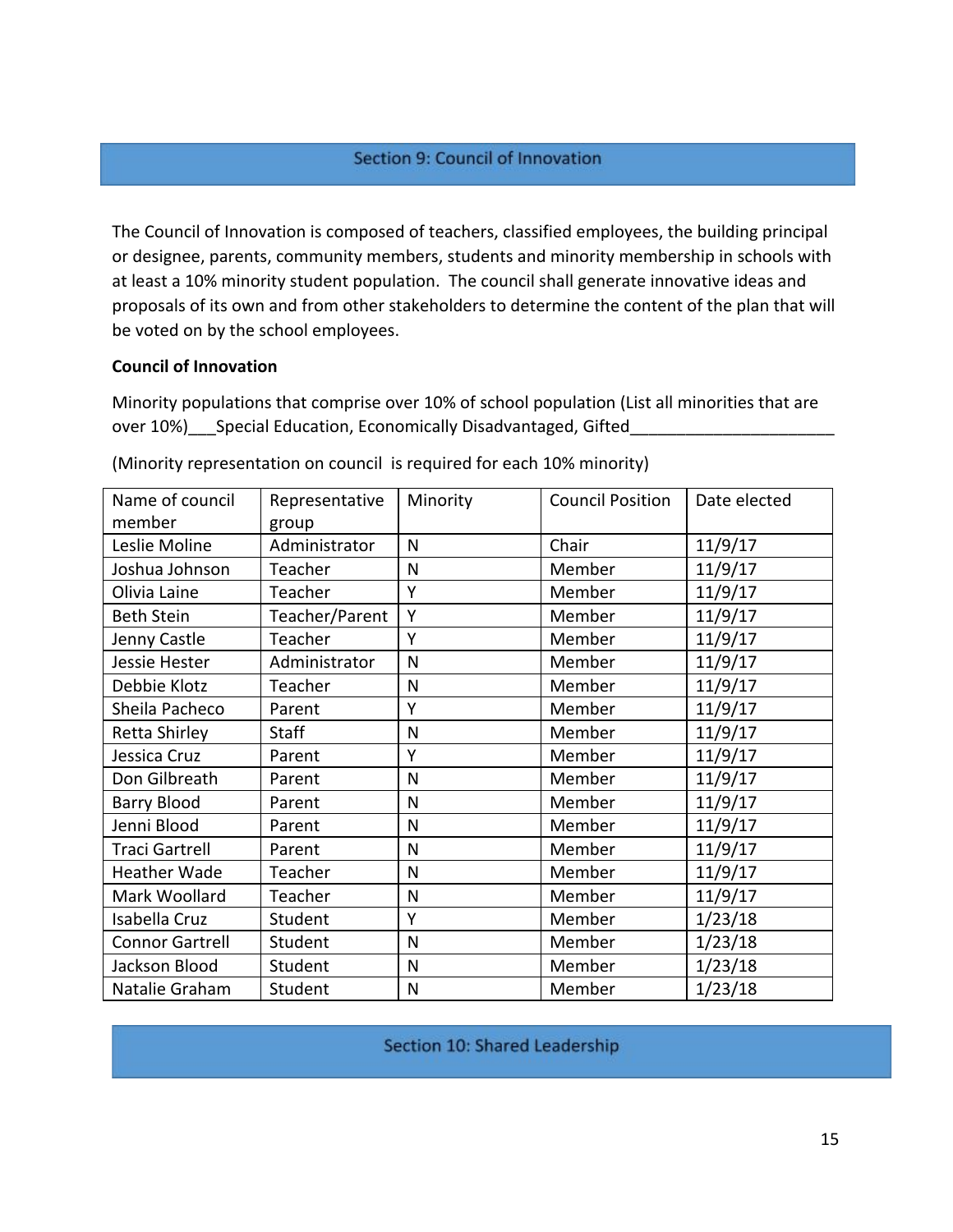## Section 9: Council of Innovation

The Council of Innovation is composed of teachers, classified employees, the building principal or designee, parents, community members, students and minority membership in schools with at least a 10% minority student population. The council shall generate innovative ideas and proposals of its own and from other stakeholders to determine the content of the plan that will be voted on by the school employees.

**Council of Innovation**

Minority populations that comprise over 10% of school population (List all minorities that are over 10%)___Special Education, Economically Disadvantaged, Gifted______________________

(Minority representation on council is required for each 10% minority)

| Name of council member | Representative group | Minority | Council Position | Date elected |
|---|---|---|---|---|
| Leslie Moline | Administrator | N | Chair | 11/9/17 |
| Joshua Johnson | Teacher | N | Member | 11/9/17 |
| Olivia Laine | Teacher | Y | Member | 11/9/17 |
| Beth Stein | Teacher/Parent | Y | Member | 11/9/17 |
| Jenny Castle | Teacher | Y | Member | 11/9/17 |
| Jessie Hester | Administrator | N | Member | 11/9/17 |
| Debbie Klotz | Teacher | N | Member | 11/9/17 |
| Sheila Pacheco | Parent | Y | Member | 11/9/17 |
| Retta Shirley | Staff | N | Member | 11/9/17 |
| Jessica Cruz | Parent | Y | Member | 11/9/17 |
| Don Gilbreath | Parent | N | Member | 11/9/17 |
| Barry Blood | Parent | N | Member | 11/9/17 |
| Jenni Blood | Parent | N | Member | 11/9/17 |
| Traci Gartrell | Parent | N | Member | 11/9/17 |
| Heather Wade | Teacher | N | Member | 11/9/17 |
| Mark Woollard | Teacher | N | Member | 11/9/17 |
| Isabella Cruz | Student | Y | Member | 1/23/18 |
| Connor Gartrell | Student | N | Member | 1/23/18 |
| Jackson Blood | Student | N | Member | 1/23/18 |
| Natalie Graham | Student | N | Member | 1/23/18 |

## Section 10: Shared Leadership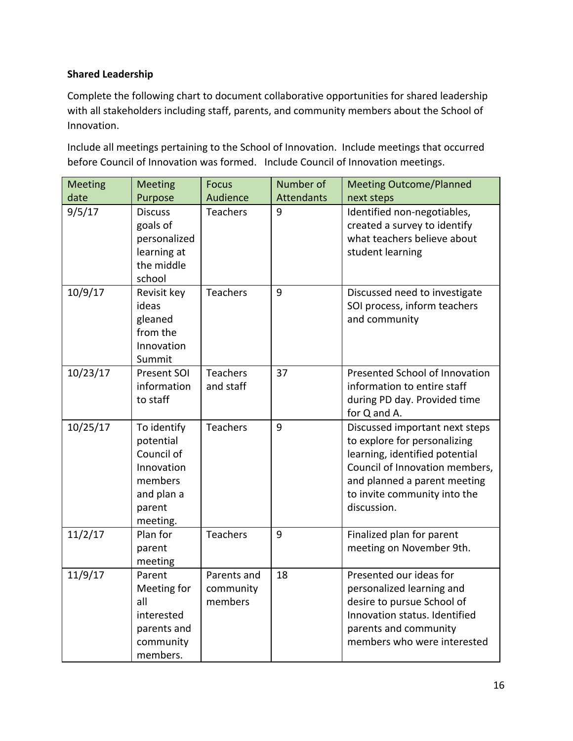**Shared Leadership**

Complete the following chart to document collaborative opportunities for shared leadership with all stakeholders including staff, parents, and community members about the School of Innovation.

Include all meetings pertaining to the School of Innovation. Include meetings that occurred before Council of Innovation was formed. Include Council of Innovation meetings.

| Meeting date | Meeting Purpose | Focus Audience | Number of Attendants | Meeting Outcome/Planned next steps |
|---|---|---|---|---|
| 9/5/17 | Discuss goals of personalized learning at the middle school | Teachers | 9 | Identified non-negotiables, created a survey to identify what teachers believe about student learning |
| 10/9/17 | Revisit key ideas gleaned from the Innovation Summit | Teachers | 9 | Discussed need to investigate SOI process, inform teachers and community |
| 10/23/17 | Present SOI information to staff | Teachers and staff | 37 | Presented School of Innovation information to entire staff during PD day. Provided time for Q and A. |
| 10/25/17 | To identify potential Council of Innovation members and plan a parent meeting. | Teachers | 9 | Discussed important next steps to explore for personalizing learning, identified potential Council of Innovation members, and planned a parent meeting to invite community into the discussion. |
| 11/2/17 | Plan for parent meeting | Teachers | 9 | Finalized plan for parent meeting on November 9th. |
| 11/9/17 | Parent Meeting for all interested parents and community members. | Parents and community members | 18 | Presented our ideas for personalized learning and desire to pursue School of Innovation status. Identified parents and community members who were interested |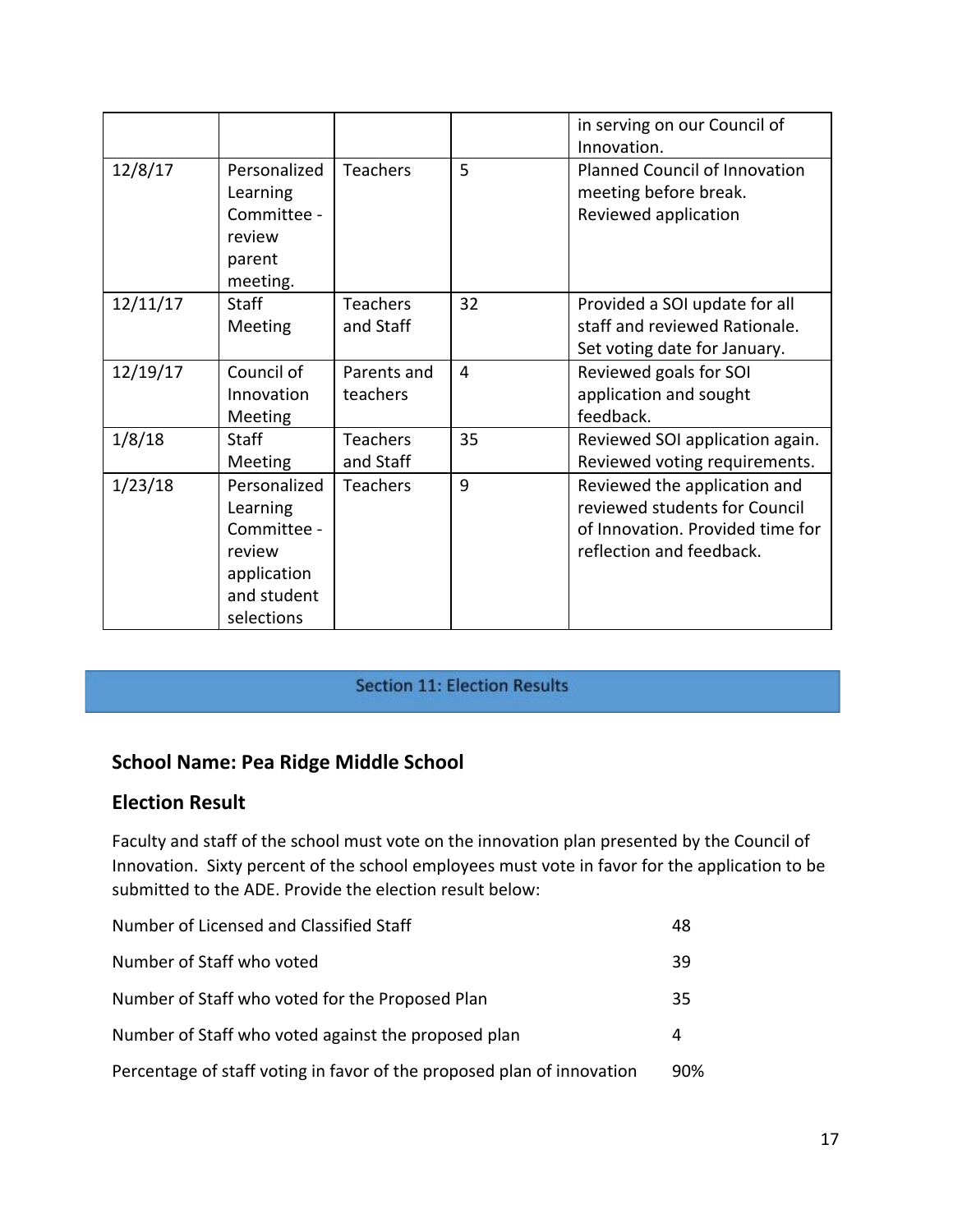| | | | | in serving on our Council of Innovation. |
|---|---|---|---|---|
| 12/8/17 | Personalized Learning Committee - review parent meeting. | Teachers | 5 | Planned Council of Innovation meeting before break. Reviewed application |
| 12/11/17 | Staff Meeting | Teachers and Staff | 32 | Provided a SOI update for all staff and reviewed Rationale. Set voting date for January. |
| 12/19/17 | Council of Innovation Meeting | Parents and teachers | 4 | Reviewed goals for SOI application and sought feedback. |
| 1/8/18 | Staff Meeting | Teachers and Staff | 35 | Reviewed SOI application again. Reviewed voting requirements. |
| 1/23/18 | Personalized Learning Committee - review application and student selections | Teachers | 9 | Reviewed the application and reviewed students for Council of Innovation. Provided time for reflection and feedback. |

## Section 11: Election Results

### School Name: Pea Ridge Middle School

### Election Result

Faculty and staff of the school must vote on the innovation plan presented by the Council of Innovation. Sixty percent of the school employees must vote in favor for the application to be submitted to the ADE. Provide the election result below:

| | |
|---|---|
| Number of Licensed and Classified Staff | 48 |
| Number of Staff who voted | 39 |
| Number of Staff who voted for the Proposed Plan | 35 |
| Number of Staff who voted against the proposed plan | 4 |
| Percentage of staff voting in favor of the proposed plan of innovation | 90% |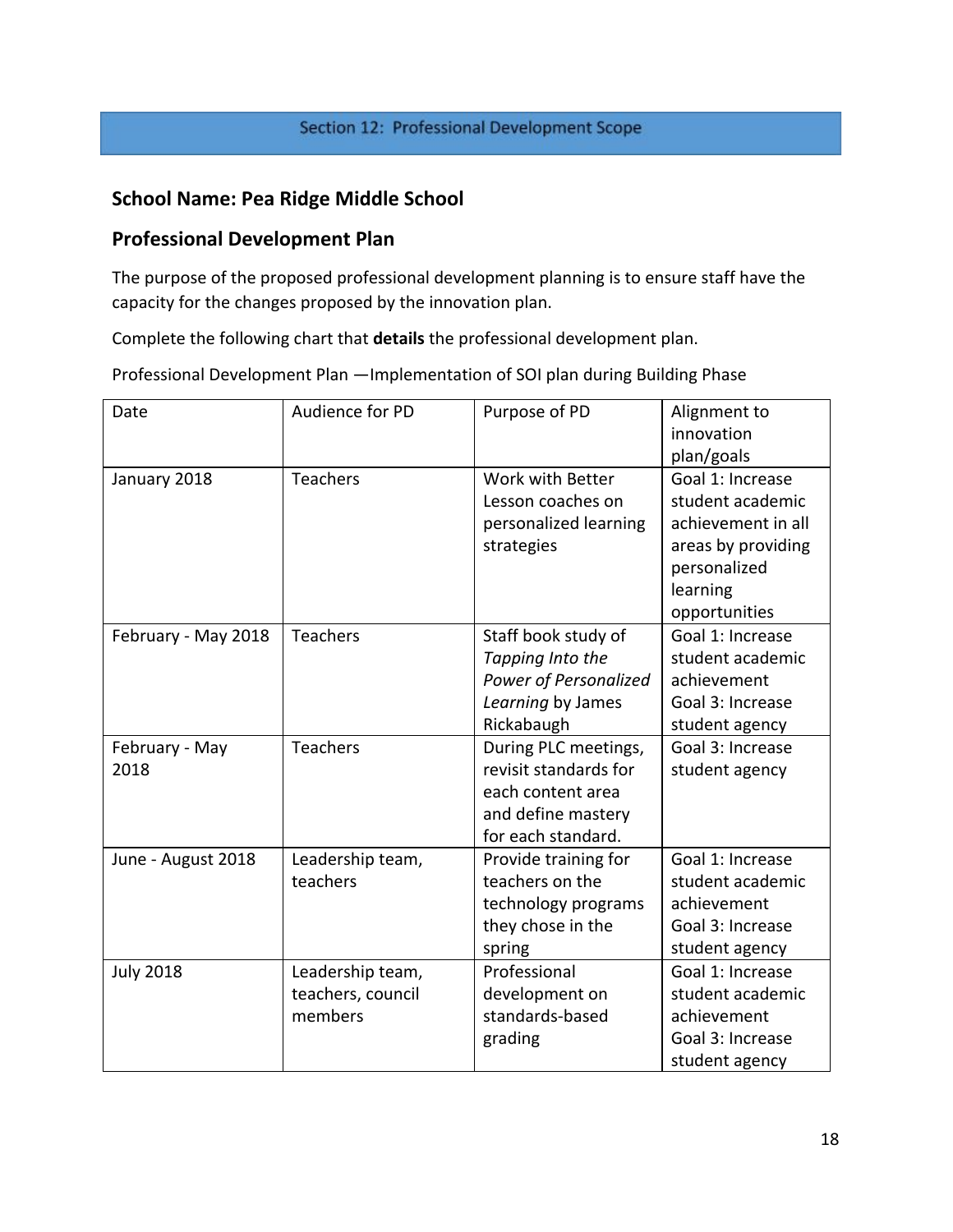## Section 12: Professional Development Scope

## School Name: Pea Ridge Middle School

## Professional Development Plan

The purpose of the proposed professional development planning is to ensure staff have the capacity for the changes proposed by the innovation plan.

Complete the following chart that **details** the professional development plan.

Professional Development Plan —Implementation of SOI plan during Building Phase

| Date | Audience for PD | Purpose of PD | Alignment to innovation plan/goals |
|---|---|---|---|
| January 2018 | Teachers | Work with Better Lesson coaches on personalized learning strategies | Goal 1: Increase student academic achievement in all areas by providing personalized learning opportunities |
| February - May 2018 | Teachers | Staff book study of *Tapping Into the Power of Personalized Learning* by James Rickabaugh | Goal 1: Increase student academic achievement<br>Goal 3: Increase student agency |
| February - May 2018 | Teachers | During PLC meetings, revisit standards for each content area and define mastery for each standard. | Goal 3: Increase student agency |
| June - August 2018 | Leadership team, teachers | Provide training for teachers on the technology programs they chose in the spring | Goal 1: Increase student academic achievement<br>Goal 3: Increase student agency |
| July 2018 | Leadership team, teachers, council members | Professional development on standards-based grading | Goal 1: Increase student academic achievement<br>Goal 3: Increase student agency |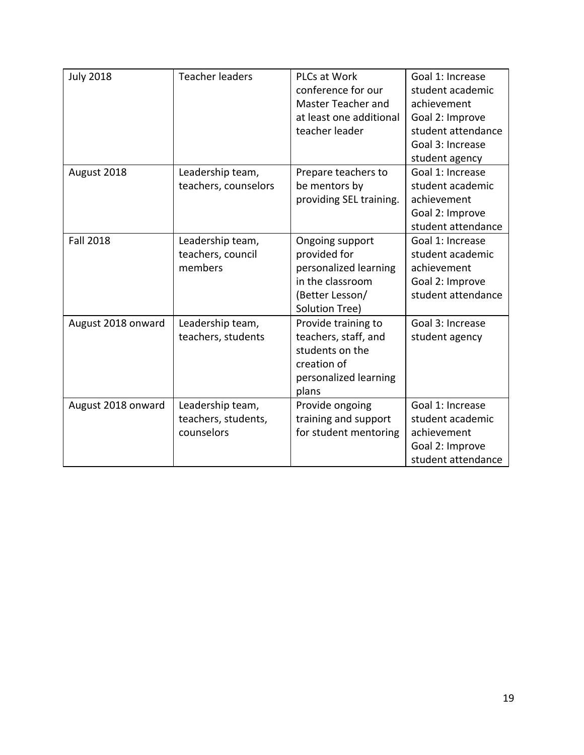| | | | |
|---|---|---|---|
| July 2018 | Teacher leaders | PLCs at Work conference for our Master Teacher and at least one additional teacher leader | Goal 1: Increase student academic achievement<br>Goal 2: Improve student attendance<br>Goal 3: Increase student agency |
| August 2018 | Leadership team, teachers, counselors | Prepare teachers to be mentors by providing SEL training. | Goal 1: Increase student academic achievement<br>Goal 2: Improve student attendance |
| Fall 2018 | Leadership team, teachers, council members | Ongoing support provided for personalized learning in the classroom (Better Lesson/ Solution Tree) | Goal 1: Increase student academic achievement<br>Goal 2: Improve student attendance |
| August 2018 onward | Leadership team, teachers, students | Provide training to teachers, staff, and students on the creation of personalized learning plans | Goal 3: Increase student agency |
| August 2018 onward | Leadership team, teachers, students, counselors | Provide ongoing training and support for student mentoring | Goal 1: Increase student academic achievement<br>Goal 2: Improve student attendance |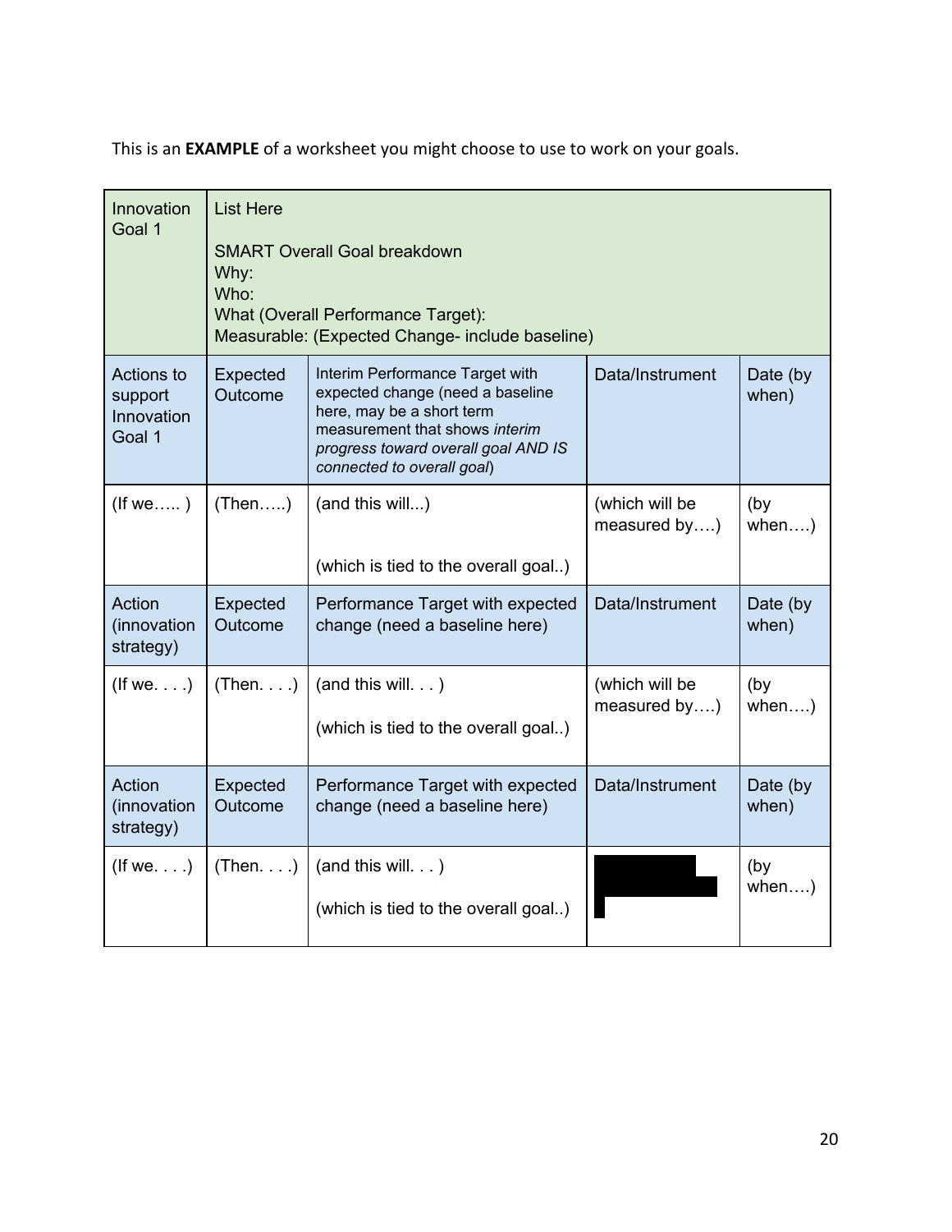This is an **EXAMPLE** of a worksheet you might choose to use to work on your goals.

| | | | | |
|---|---|---|---|---|
| Innovation Goal 1 | List Here<br><br>SMART Overall Goal breakdown<br>Why:<br>Who:<br>What (Overall Performance Target):<br>Measurable: (Expected Change- include baseline) | | | |
| Actions to support Innovation Goal 1 | Expected Outcome | Interim Performance Target with expected change (need a baseline here, may be a short term measurement that shows *interim progress toward overall goal AND IS connected to overall goal*) | Data/Instrument | Date (by when) |
| (If we….. ) | (Then…..) | (and this will...)<br><br>(which is tied to the overall goal..) | (which will be measured by….) | (by when….) |
| Action (innovation strategy) | Expected Outcome | Performance Target with expected change (need a baseline here) | Data/Instrument | Date (by when) |
| (If we. . . .) | (Then. . . .) | (and this will. . . )<br><br>(which is tied to the overall goal..) | (which will be measured by….) | (by when….) |
| Action (innovation strategy) | Expected Outcome | Performance Target with expected change (need a baseline here) | Data/Instrument | Date (by when) |
| (If we. . . .) | (Then. . . .) | (and this will. . . )<br><br>(which is tied to the overall goal..) | | (by when….) |